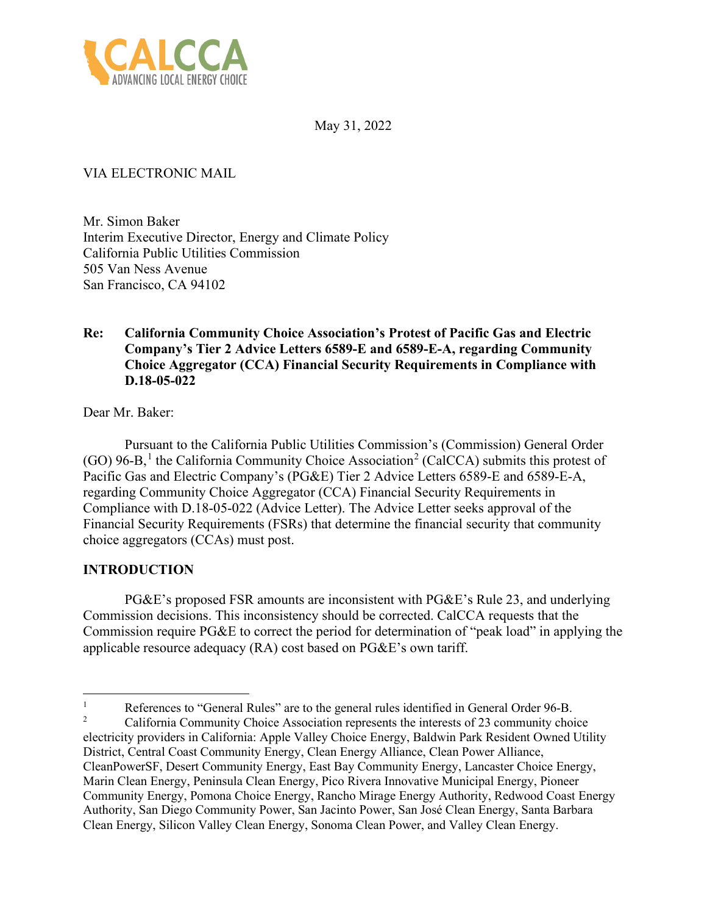CALCCA
ADVANCING LOCAL ENERGY CHOICE

May 31, 2022

VIA ELECTRONIC MAIL

Mr. Simon Baker
Interim Executive Director, Energy and Climate Policy
California Public Utilities Commission
505 Van Ness Avenue
San Francisco, CA 94102

**Re: California Community Choice Association's Protest of Pacific Gas and Electric Company's Tier 2 Advice Letters 6589-E and 6589-E-A, regarding Community Choice Aggregator (CCA) Financial Security Requirements in Compliance with D.18-05-022**

Dear Mr. Baker:

Pursuant to the California Public Utilities Commission's (Commission) General Order (GO) 96-B,[1] the California Community Choice Association[2] (CalCCA) submits this protest of Pacific Gas and Electric Company's (PG&E) Tier 2 Advice Letters 6589-E and 6589-E-A, regarding Community Choice Aggregator (CCA) Financial Security Requirements in Compliance with D.18-05-022 (Advice Letter). The Advice Letter seeks approval of the Financial Security Requirements (FSRs) that determine the financial security that community choice aggregators (CCAs) must post.

## INTRODUCTION

PG&E's proposed FSR amounts are inconsistent with PG&E's Rule 23, and underlying Commission decisions. This inconsistency should be corrected. CalCCA requests that the Commission require PG&E to correct the period for determination of "peak load" in applying the applicable resource adequacy (RA) cost based on PG&E's own tariff.

---

[1] References to "General Rules" are to the general rules identified in General Order 96-B.

[2] California Community Choice Association represents the interests of 23 community choice electricity providers in California: Apple Valley Choice Energy, Baldwin Park Resident Owned Utility District, Central Coast Community Energy, Clean Energy Alliance, Clean Power Alliance, CleanPowerSF, Desert Community Energy, East Bay Community Energy, Lancaster Choice Energy, Marin Clean Energy, Peninsula Clean Energy, Pico Rivera Innovative Municipal Energy, Pioneer Community Energy, Pomona Choice Energy, Rancho Mirage Energy Authority, Redwood Coast Energy Authority, San Diego Community Power, San Jacinto Power, San José Clean Energy, Santa Barbara Clean Energy, Silicon Valley Clean Energy, Sonoma Clean Power, and Valley Clean Energy.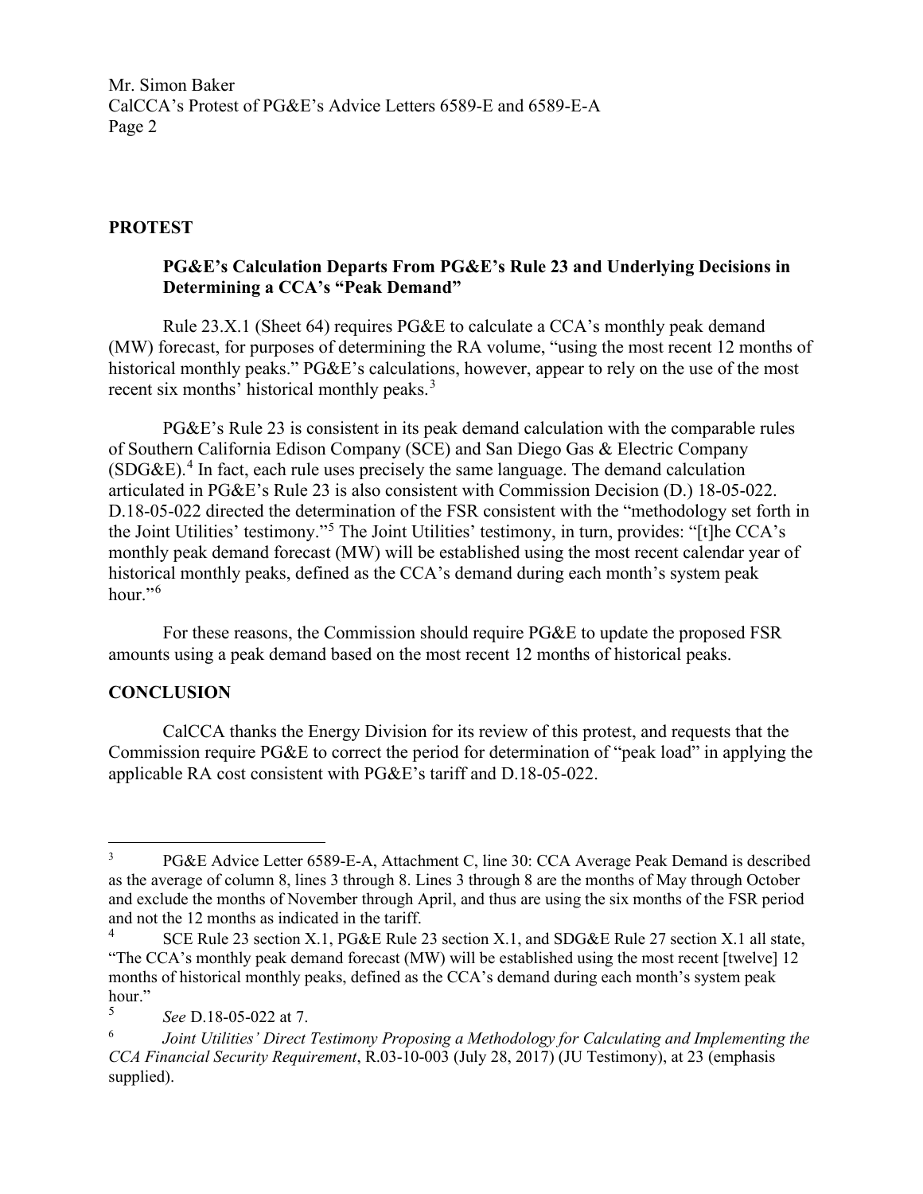## PROTEST

### PG&E's Calculation Departs From PG&E's Rule 23 and Underlying Decisions in Determining a CCA's "Peak Demand"

Rule 23.X.1 (Sheet 64) requires PG&E to calculate a CCA's monthly peak demand (MW) forecast, for purposes of determining the RA volume, "using the most recent 12 months of historical monthly peaks." PG&E's calculations, however, appear to rely on the use of the most recent six months' historical monthly peaks.[3]

PG&E's Rule 23 is consistent in its peak demand calculation with the comparable rules of Southern California Edison Company (SCE) and San Diego Gas & Electric Company (SDG&E).[4] In fact, each rule uses precisely the same language. The demand calculation articulated in PG&E's Rule 23 is also consistent with Commission Decision (D.) 18-05-022. D.18-05-022 directed the determination of the FSR consistent with the "methodology set forth in the Joint Utilities' testimony."[5] The Joint Utilities' testimony, in turn, provides: "[t]he CCA's monthly peak demand forecast (MW) will be established using the most recent calendar year of historical monthly peaks, defined as the CCA's demand during each month's system peak hour."[6]

For these reasons, the Commission should require PG&E to update the proposed FSR amounts using a peak demand based on the most recent 12 months of historical peaks.

## CONCLUSION

CalCCA thanks the Energy Division for its review of this protest, and requests that the Commission require PG&E to correct the period for determination of "peak load" in applying the applicable RA cost consistent with PG&E's tariff and D.18-05-022.

---

[3] PG&E Advice Letter 6589-E-A, Attachment C, line 30: CCA Average Peak Demand is described as the average of column 8, lines 3 through 8. Lines 3 through 8 are the months of May through October and exclude the months of November through April, and thus are using the six months of the FSR period and not the 12 months as indicated in the tariff.

[4] SCE Rule 23 section X.1, PG&E Rule 23 section X.1, and SDG&E Rule 27 section X.1 all state, "The CCA's monthly peak demand forecast (MW) will be established using the most recent [twelve] 12 months of historical monthly peaks, defined as the CCA's demand during each month's system peak hour."

[5] *See* D.18-05-022 at 7.

[6] *Joint Utilities' Direct Testimony Proposing a Methodology for Calculating and Implementing the CCA Financial Security Requirement*, R.03-10-003 (July 28, 2017) (JU Testimony), at 23 (emphasis supplied).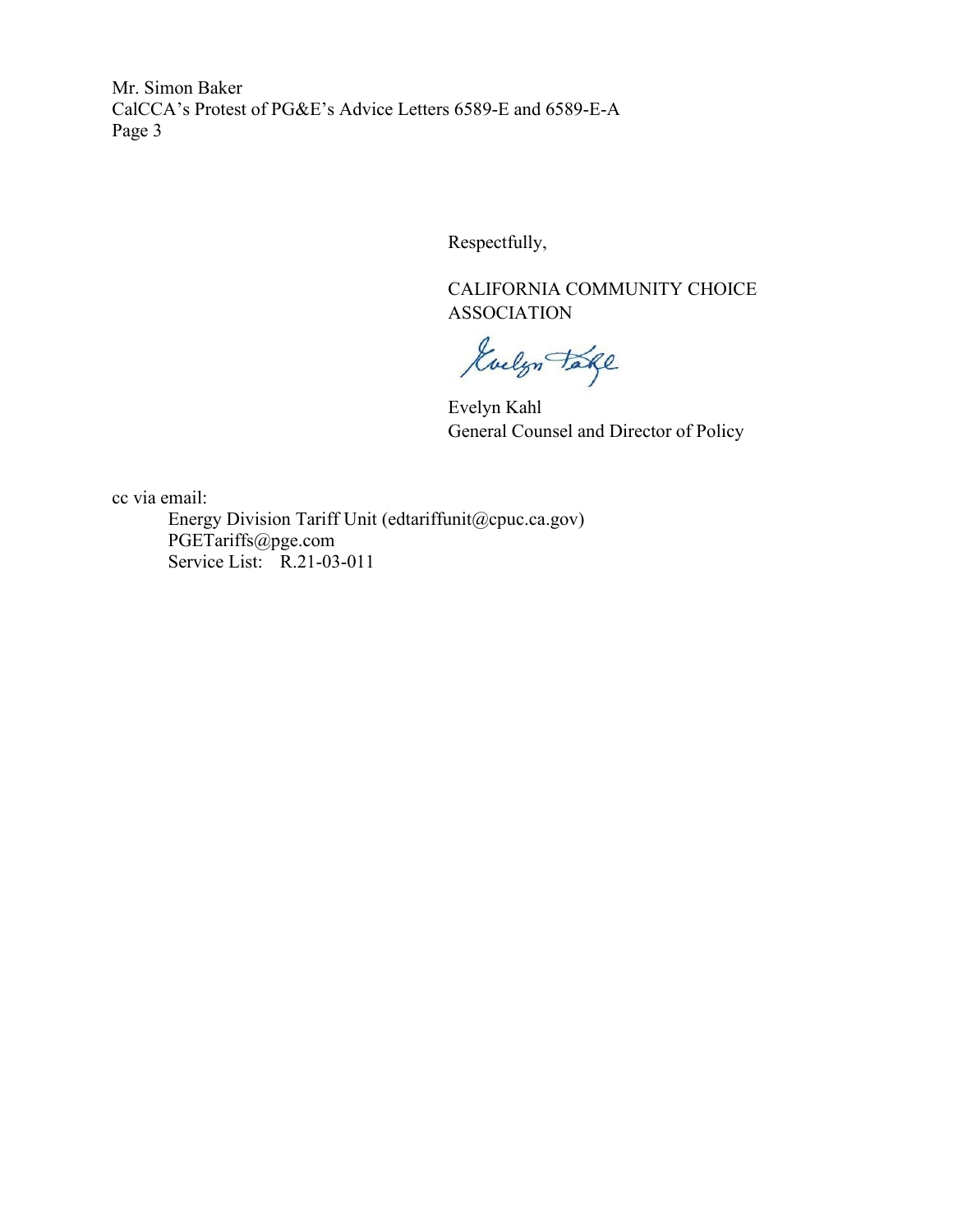Respectfully,

CALIFORNIA COMMUNITY CHOICE ASSOCIATION

Evelyn Kahl
General Counsel and Director of Policy

cc via email:

Energy Division Tariff Unit (edtariffunit@cpuc.ca.gov)
PGETariffs@pge.com
Service List: R.21-03-011